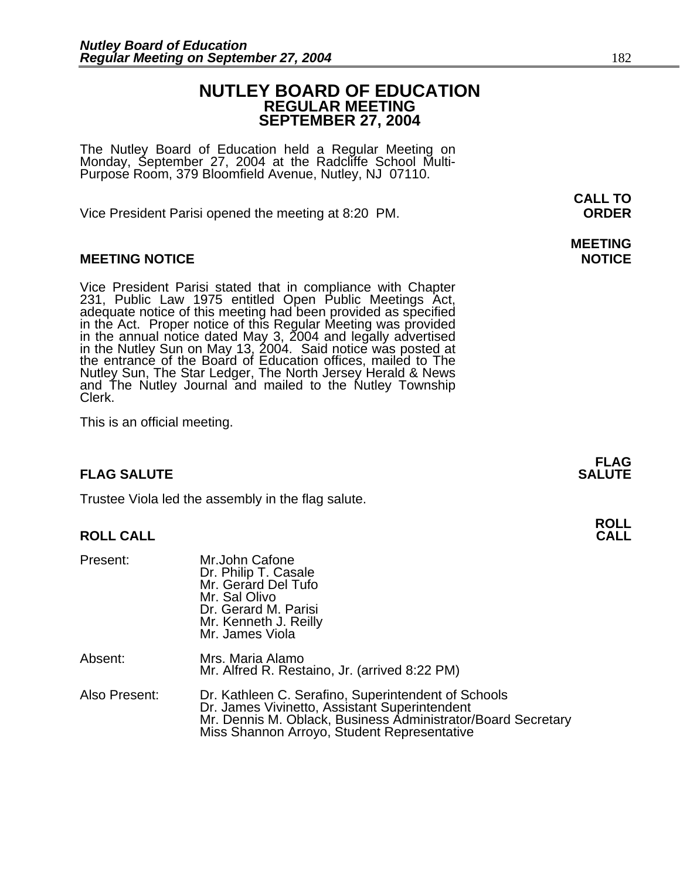# NUTLEY BOARD OF EDUCATION
## REGULAR MEETING
## SEPTEMBER 27, 2004

The Nutley Board of Education held a Regular Meeting on Monday, September 27, 2004 at the Radcliffe School Multi-Purpose Room, 379 Bloomfield Avenue, Nutley, NJ 07110.

**CALL TO ORDER**

Vice President Parisi opened the meeting at 8:20 PM.

**MEETING NOTICE**

Vice President Parisi stated that in compliance with Chapter 231, Public Law 1975 entitled Open Public Meetings Act, adequate notice of this meeting had been provided as specified in the Act. Proper notice of this Regular Meeting was provided in the annual notice dated May 3, 2004 and legally advertised in the Nutley Sun on May 13, 2004. Said notice was posted at the entrance of the Board of Education offices, mailed to The Nutley Sun, The Star Ledger, The North Jersey Herald & News and The Nutley Journal and mailed to the Nutley Township Clerk.

This is an official meeting.

**FLAG SALUTE**

Trustee Viola led the assembly in the flag salute.

**ROLL CALL**

| | |
|---|---|
| Present: | Mr.John Cafone<br>Dr. Philip T. Casale<br>Mr. Gerard Del Tufo<br>Mr. Sal Olivo<br>Dr. Gerard M. Parisi<br>Mr. Kenneth J. Reilly<br>Mr. James Viola |
| Absent: | Mrs. Maria Alamo<br>Mr. Alfred R. Restaino, Jr. (arrived 8:22 PM) |
| Also Present: | Dr. Kathleen C. Serafino, Superintendent of Schools<br>Dr. James Vivinetto, Assistant Superintendent<br>Mr. Dennis M. Oblack, Business Administrator/Board Secretary<br>Miss Shannon Arroyo, Student Representative |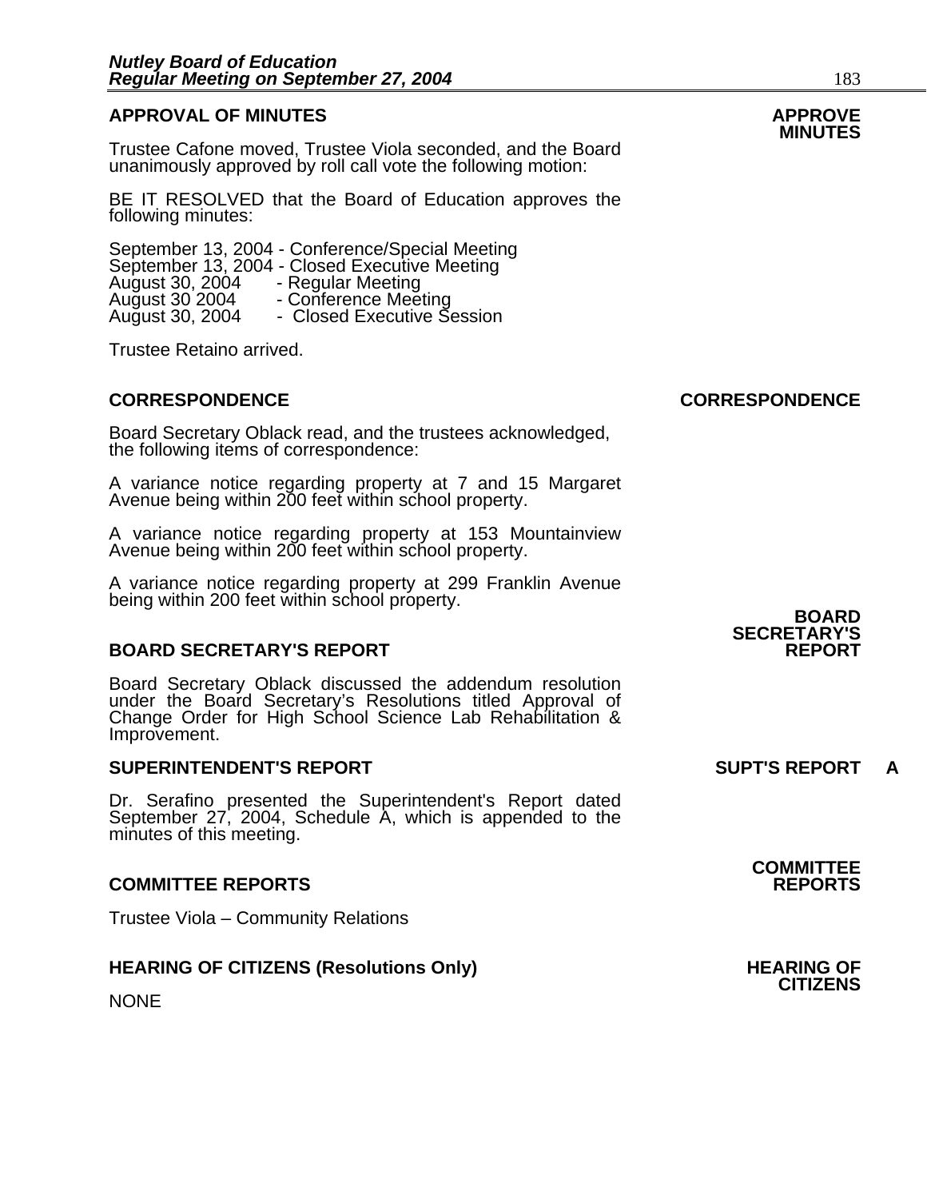## APPROVAL OF MINUTES

**APPROVE MINUTES**

Trustee Cafone moved, Trustee Viola seconded, and the Board unanimously approved by roll call vote the following motion:

BE IT RESOLVED that the Board of Education approves the following minutes:

September 13, 2004 - Conference/Special Meeting
September 13, 2004 - Closed Executive Meeting
August 30, 2004 - Regular Meeting
August 30 2004 - Conference Meeting
August 30, 2004 - Closed Executive Session

Trustee Retaino arrived.

## CORRESPONDENCE

**CORRESPONDENCE**

Board Secretary Oblack read, and the trustees acknowledged, the following items of correspondence:

A variance notice regarding property at 7 and 15 Margaret Avenue being within 200 feet within school property.

A variance notice regarding property at 153 Mountainview Avenue being within 200 feet within school property.

A variance notice regarding property at 299 Franklin Avenue being within 200 feet within school property.

## BOARD SECRETARY'S REPORT

**BOARD SECRETARY'S REPORT**

Board Secretary Oblack discussed the addendum resolution under the Board Secretary's Resolutions titled Approval of Change Order for High School Science Lab Rehabilitation & Improvement.

## SUPERINTENDENT'S REPORT

**SUPT'S REPORT A**

Dr. Serafino presented the Superintendent's Report dated September 27, 2004, Schedule A, which is appended to the minutes of this meeting.

## COMMITTEE REPORTS

**COMMITTEE REPORTS**

Trustee Viola – Community Relations

## HEARING OF CITIZENS (Resolutions Only)

**HEARING OF CITIZENS**

NONE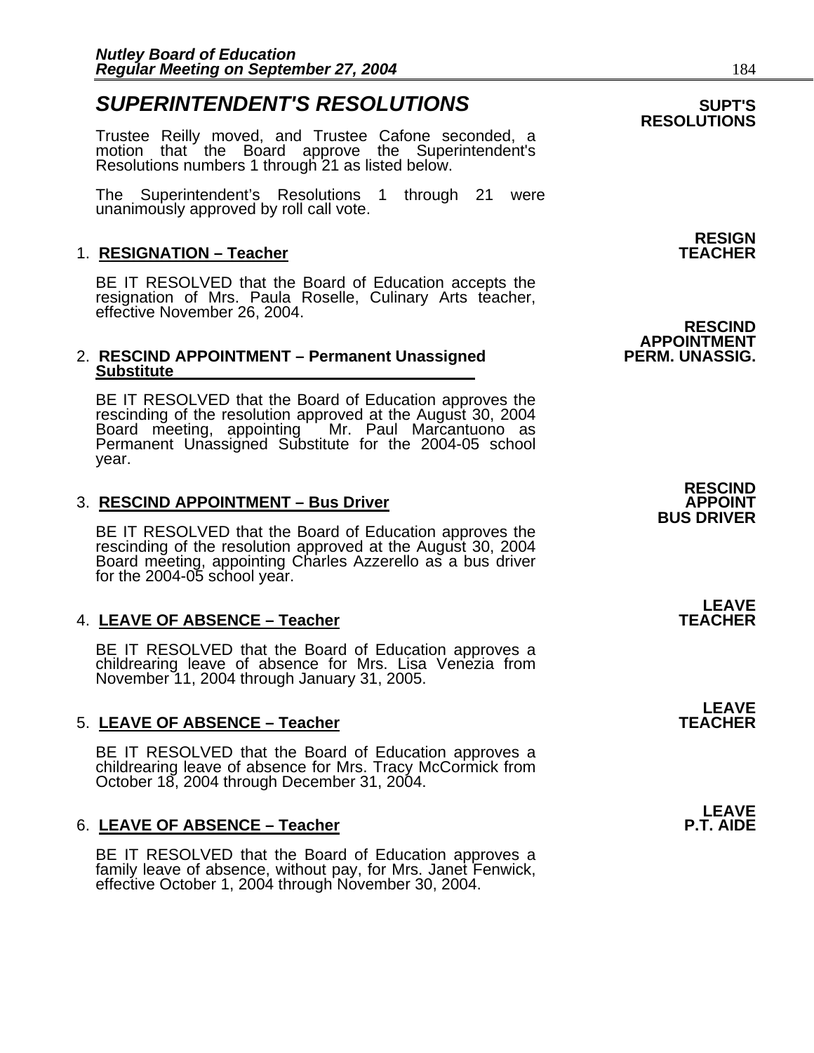## *SUPERINTENDENT'S RESOLUTIONS*

**SUPT'S RESOLUTIONS**

Trustee Reilly moved, and Trustee Cafone seconded, a motion that the Board approve the Superintendent's Resolutions numbers 1 through 21 as listed below.

The Superintendent's Resolutions 1 through 21 were unanimously approved by roll call vote.

**RESIGN TEACHER**

1. **RESIGNATION – Teacher**

BE IT RESOLVED that the Board of Education accepts the resignation of Mrs. Paula Roselle, Culinary Arts teacher, effective November 26, 2004.

**RESCIND APPOINTMENT PERM. UNASSIG.**

2. **RESCIND APPOINTMENT – Permanent Unassigned Substitute**

BE IT RESOLVED that the Board of Education approves the rescinding of the resolution approved at the August 30, 2004 Board meeting, appointing Mr. Paul Marcantuono as Permanent Unassigned Substitute for the 2004-05 school year.

**RESCIND APPOINT BUS DRIVER**

3. **RESCIND APPOINTMENT – Bus Driver**

BE IT RESOLVED that the Board of Education approves the rescinding of the resolution approved at the August 30, 2004 Board meeting, appointing Charles Azzerello as a bus driver for the 2004-05 school year.

**LEAVE TEACHER**

4. **LEAVE OF ABSENCE – Teacher**

BE IT RESOLVED that the Board of Education approves a childrearing leave of absence for Mrs. Lisa Venezia from November 11, 2004 through January 31, 2005.

**LEAVE TEACHER**

5. **LEAVE OF ABSENCE – Teacher**

BE IT RESOLVED that the Board of Education approves a childrearing leave of absence for Mrs. Tracy McCormick from October 18, 2004 through December 31, 2004.

**LEAVE P.T. AIDE**

6. **LEAVE OF ABSENCE – Teacher**

BE IT RESOLVED that the Board of Education approves a family leave of absence, without pay, for Mrs. Janet Fenwick, effective October 1, 2004 through November 30, 2004.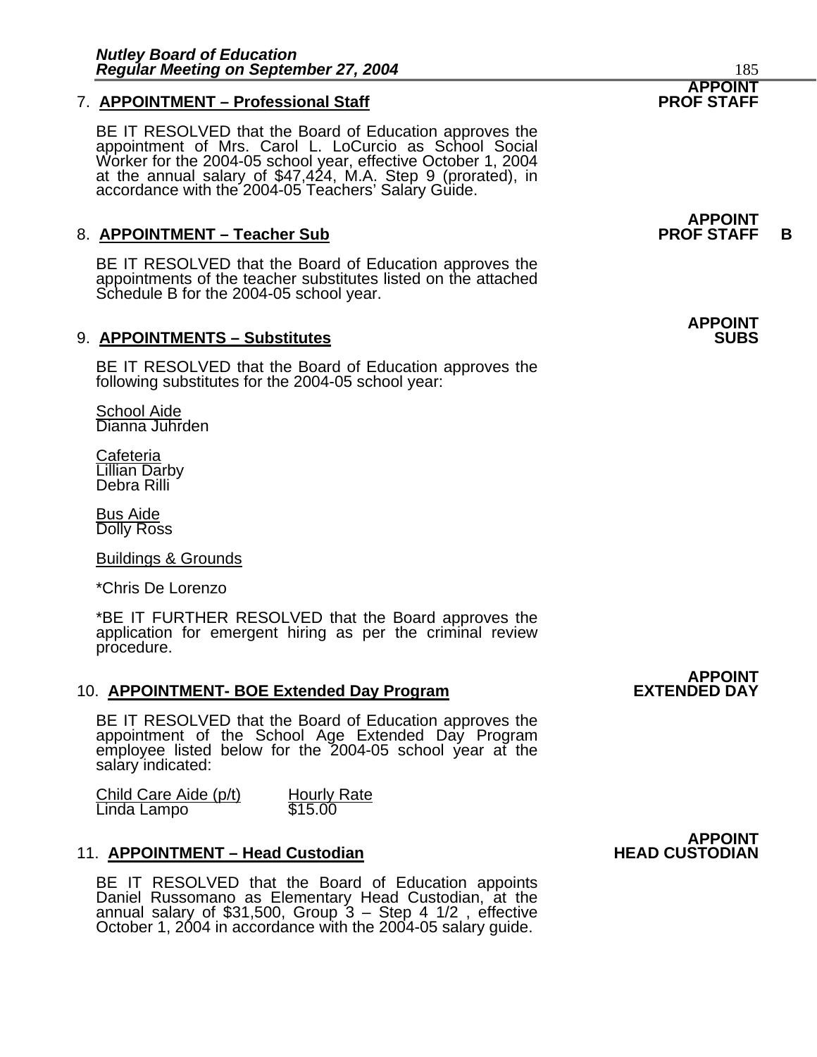**APPOINT PROF STAFF**

7. **APPOINTMENT – Professional Staff**

   BE IT RESOLVED that the Board of Education approves the appointment of Mrs. Carol L. LoCurcio as School Social Worker for the 2004-05 school year, effective October 1, 2004 at the annual salary of $47,424, M.A. Step 9 (prorated), in accordance with the 2004-05 Teachers' Salary Guide.

**APPOINT PROF STAFF B**

8. **APPOINTMENT – Teacher Sub**

   BE IT RESOLVED that the Board of Education approves the appointments of the teacher substitutes listed on the attached Schedule B for the 2004-05 school year.

**APPOINT SUBS**

9. **APPOINTMENTS – Substitutes**

   BE IT RESOLVED that the Board of Education approves the following substitutes for the 2004-05 school year:

   School Aide
   Dianna Juhrden

   Cafeteria
   Lillian Darby
   Debra Rilli

   Bus Aide
   Dolly Ross

   Buildings & Grounds

   *Chris De Lorenzo

   *BE IT FURTHER RESOLVED that the Board approves the application for emergent hiring as per the criminal review procedure.

**APPOINT EXTENDED DAY**

10. **APPOINTMENT- BOE Extended Day Program**

    BE IT RESOLVED that the Board of Education approves the appointment of the School Age Extended Day Program employee listed below for the 2004-05 school year at the salary indicated:

    | Child Care Aide (p/t) | Hourly Rate |
    |---|---|
    | Linda Lampo | $15.00 |

**APPOINT HEAD CUSTODIAN**

11. **APPOINTMENT – Head Custodian**

    BE IT RESOLVED that the Board of Education appoints Daniel Russomano as Elementary Head Custodian, at the annual salary of $31,500, Group 3 – Step 4 1/2 , effective October 1, 2004 in accordance with the 2004-05 salary guide.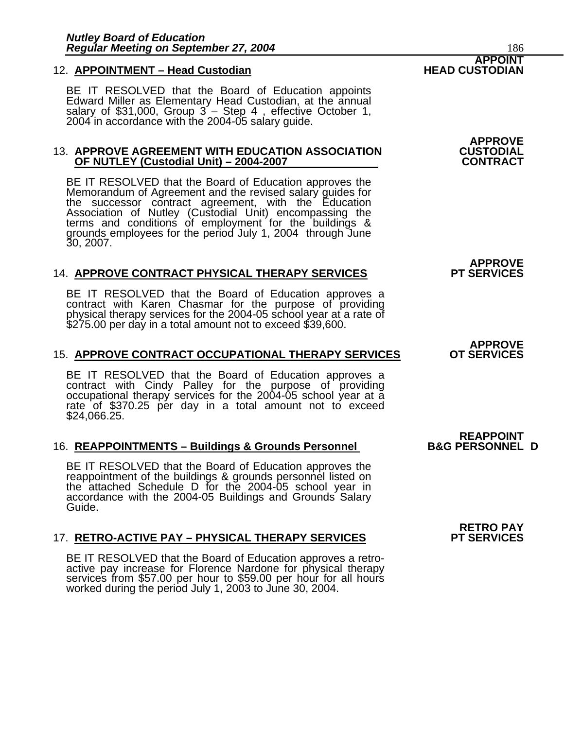**APPOINT HEAD CUSTODIAN**

12. **APPOINTMENT – Head Custodian**

BE IT RESOLVED that the Board of Education appoints Edward Miller as Elementary Head Custodian, at the annual salary of $31,000, Group 3 – Step 4 , effective October 1, 2004 in accordance with the 2004-05 salary guide.

**APPROVE CUSTODIAL CONTRACT**

13. **APPROVE AGREEMENT WITH EDUCATION ASSOCIATION OF NUTLEY (Custodial Unit) – 2004-2007**

BE IT RESOLVED that the Board of Education approves the Memorandum of Agreement and the revised salary guides for the successor contract agreement, with the Education Association of Nutley (Custodial Unit) encompassing the terms and conditions of employment for the buildings & grounds employees for the period July 1, 2004 through June 30, 2007.

**APPROVE PT SERVICES**

14. **APPROVE CONTRACT PHYSICAL THERAPY SERVICES**

BE IT RESOLVED that the Board of Education approves a contract with Karen Chasmar for the purpose of providing physical therapy services for the 2004-05 school year at a rate of $275.00 per day in a total amount not to exceed $39,600.

**APPROVE OT SERVICES**

15. **APPROVE CONTRACT OCCUPATIONAL THERAPY SERVICES**

BE IT RESOLVED that the Board of Education approves a contract with Cindy Palley for the purpose of providing occupational therapy services for the 2004-05 school year at a rate of $370.25 per day in a total amount not to exceed $24,066.25.

**REAPPOINT B&G PERSONNEL D**

16. **REAPPOINTMENTS – Buildings & Grounds Personnel**

BE IT RESOLVED that the Board of Education approves the reappointment of the buildings & grounds personnel listed on the attached Schedule D for the 2004-05 school year in accordance with the 2004-05 Buildings and Grounds Salary Guide.

**RETRO PAY PT SERVICES**

17. **RETRO-ACTIVE PAY – PHYSICAL THERAPY SERVICES**

BE IT RESOLVED that the Board of Education approves a retro-active pay increase for Florence Nardone for physical therapy services from $57.00 per hour to $59.00 per hour for all hours worked during the period July 1, 2003 to June 30, 2004.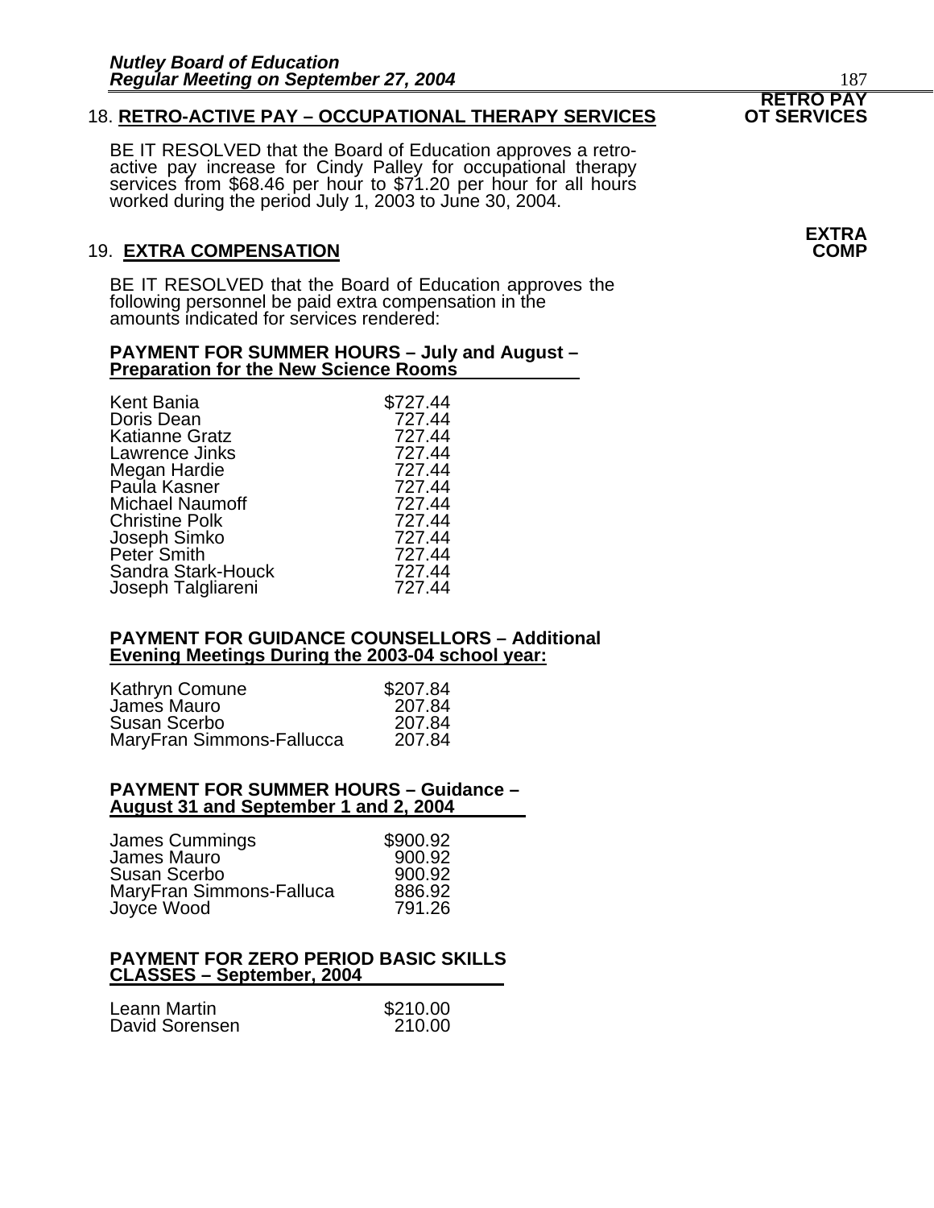## 18. RETRO-ACTIVE PAY – OCCUPATIONAL THERAPY SERVICES

**RETRO PAY OT SERVICES**

BE IT RESOLVED that the Board of Education approves a retro-active pay increase for Cindy Palley for occupational therapy services from $68.46 per hour to $71.20 per hour for all hours worked during the period July 1, 2003 to June 30, 2004.

## 19. EXTRA COMPENSATION

**EXTRA COMP**

BE IT RESOLVED that the Board of Education approves the following personnel be paid extra compensation in the amounts indicated for services rendered:

**PAYMENT FOR SUMMER HOURS – July and August – Preparation for the New Science Rooms**

| | |
|---|---|
| Kent Bania | $727.44 |
| Doris Dean | 727.44 |
| Katianne Gratz | 727.44 |
| Lawrence Jinks | 727.44 |
| Megan Hardie | 727.44 |
| Paula Kasner | 727.44 |
| Michael Naumoff | 727.44 |
| Christine Polk | 727.44 |
| Joseph Simko | 727.44 |
| Peter Smith | 727.44 |
| Sandra Stark-Houck | 727.44 |
| Joseph Talgliareni | 727.44 |

**PAYMENT FOR GUIDANCE COUNSELLORS – Additional Evening Meetings During the 2003-04 school year:**

| | |
|---|---|
| Kathryn Comune | $207.84 |
| James Mauro | 207.84 |
| Susan Scerbo | 207.84 |
| MaryFran Simmons-Fallucca | 207.84 |

**PAYMENT FOR SUMMER HOURS – Guidance – August 31 and September 1 and 2, 2004**

| | |
|---|---|
| James Cummings | $900.92 |
| James Mauro | 900.92 |
| Susan Scerbo | 900.92 |
| MaryFran Simmons-Falluca | 886.92 |
| Joyce Wood | 791.26 |

**PAYMENT FOR ZERO PERIOD BASIC SKILLS CLASSES – September, 2004**

| | |
|---|---|
| Leann Martin | $210.00 |
| David Sorensen | 210.00 |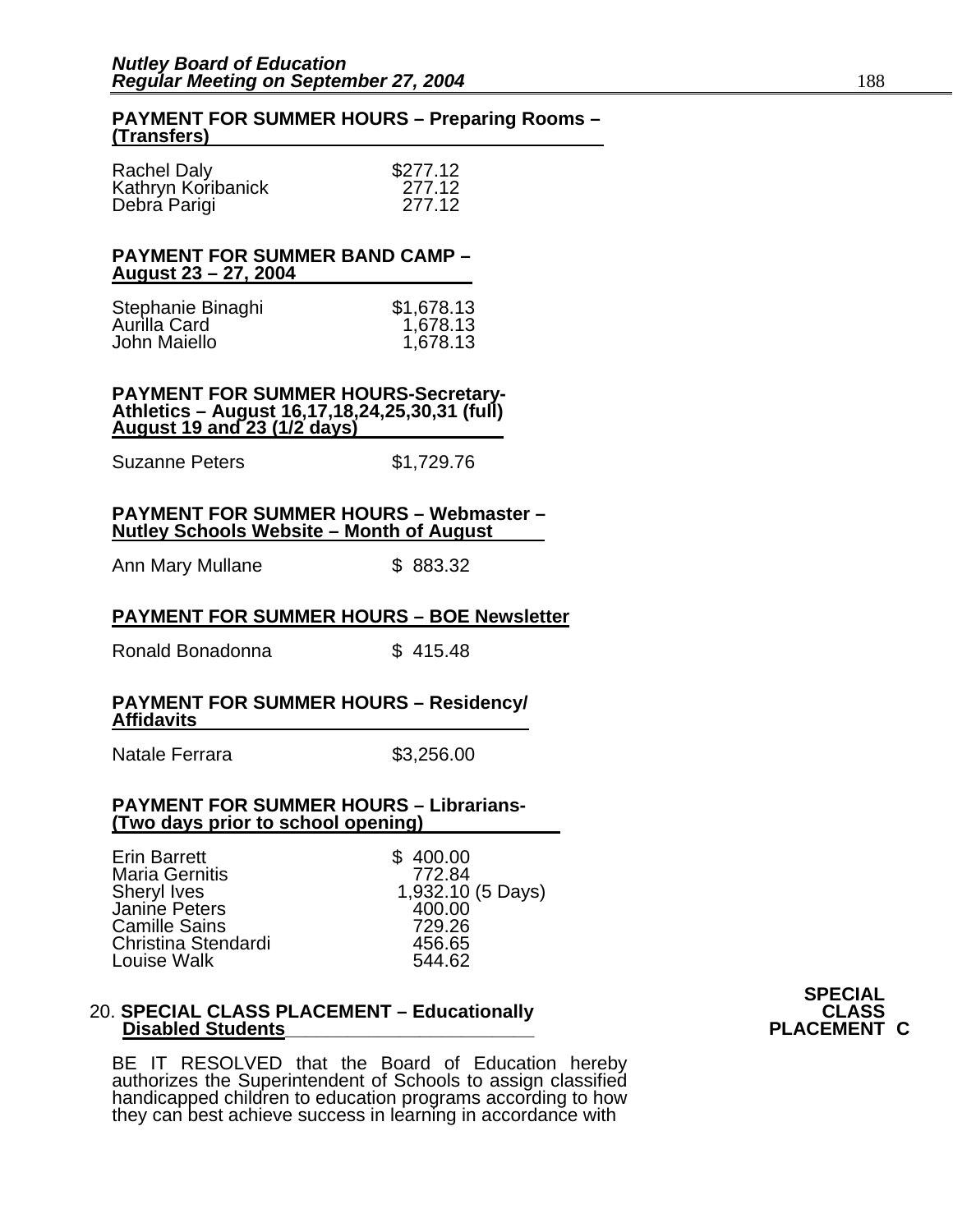**PAYMENT FOR SUMMER HOURS – Preparing Rooms – (Transfers)**

| | |
|---|---|
| Rachel Daly | $277.12 |
| Kathryn Koribanick | 277.12 |
| Debra Parigi | 277.12 |

**PAYMENT FOR SUMMER BAND CAMP – August 23 – 27, 2004**

| | |
|---|---|
| Stephanie Binaghi | $1,678.13 |
| Aurilla Card | 1,678.13 |
| John Maiello | 1,678.13 |

**PAYMENT FOR SUMMER HOURS-Secretary-Athletics – August 16,17,18,24,25,30,31 (full) August 19 and 23 (1/2 days)**

| | |
|---|---|
| Suzanne Peters | $1,729.76 |

**PAYMENT FOR SUMMER HOURS – Webmaster – Nutley Schools Website – Month of August**

| | |
|---|---|
| Ann Mary Mullane | $ 883.32 |

**PAYMENT FOR SUMMER HOURS – BOE Newsletter**

| | |
|---|---|
| Ronald Bonadonna | $ 415.48 |

**PAYMENT FOR SUMMER HOURS – Residency/ Affidavits**

| | |
|---|---|
| Natale Ferrara | $3,256.00 |

**PAYMENT FOR SUMMER HOURS – Librarians- (Two days prior to school opening)**

| | |
|---|---|
| Erin Barrett | $ 400.00 |
| Maria Gernitis | 772.84 |
| Sheryl Ives | 1,932.10 (5 Days) |
| Janine Peters | 400.00 |
| Camille Sains | 729.26 |
| Christina Stendardi | 456.65 |
| Louise Walk | 544.62 |

20. **SPECIAL CLASS PLACEMENT – Educationally Disabled Students** **SPECIAL CLASS PLACEMENT C**

BE IT RESOLVED that the Board of Education hereby authorizes the Superintendent of Schools to assign classified handicapped children to education programs according to how they can best achieve success in learning in accordance with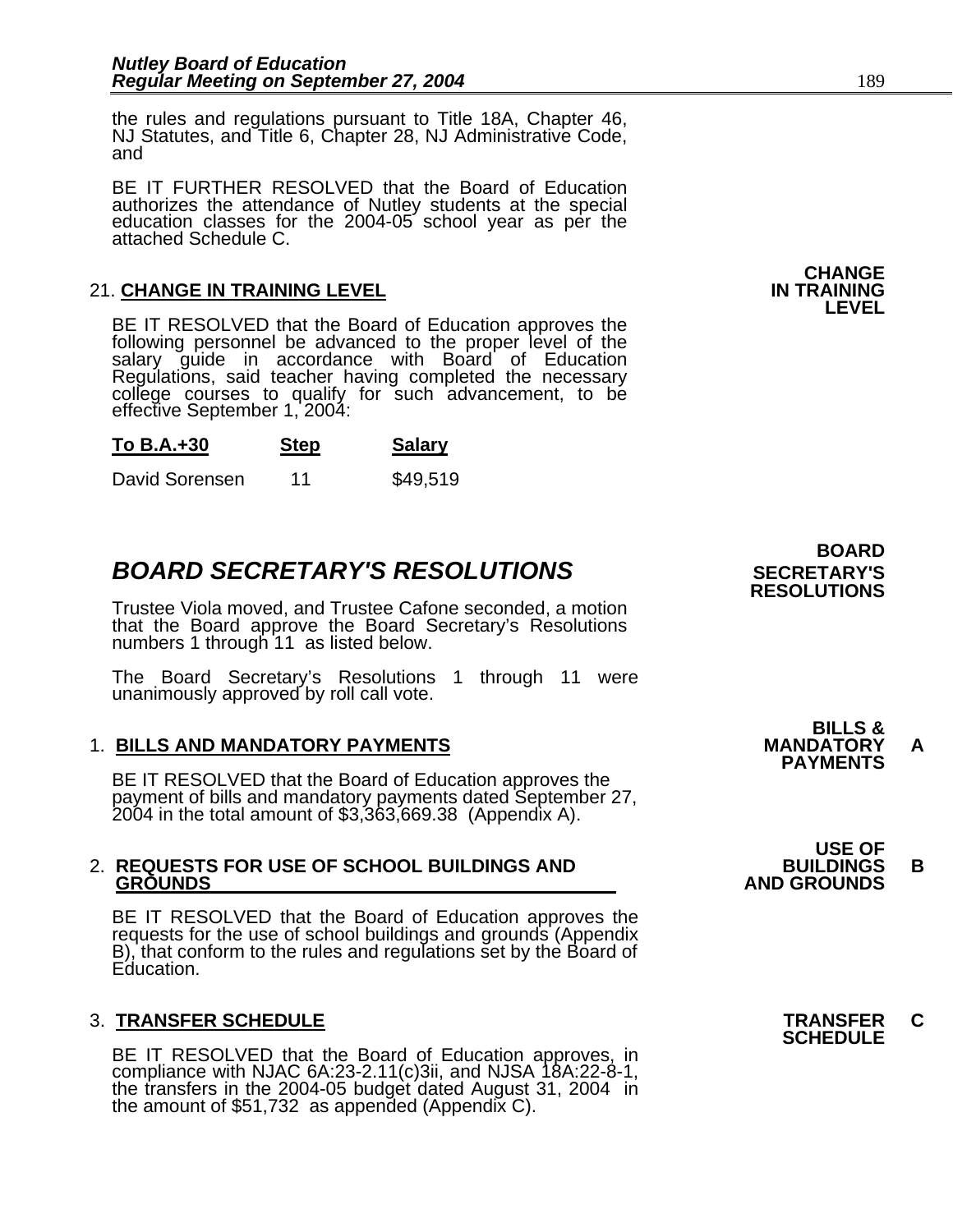the rules and regulations pursuant to Title 18A, Chapter 46, NJ Statutes, and Title 6, Chapter 28, NJ Administrative Code, and

BE IT FURTHER RESOLVED that the Board of Education authorizes the attendance of Nutley students at the special education classes for the 2004-05 school year as per the attached Schedule C.

**CHANGE IN TRAINING LEVEL**

21. **CHANGE IN TRAINING LEVEL**

BE IT RESOLVED that the Board of Education approves the following personnel be advanced to the proper level of the salary guide in accordance with Board of Education Regulations, said teacher having completed the necessary college courses to qualify for such advancement, to be effective September 1, 2004:

| To B.A.+30 | Step | Salary |
|---|---|---|
| David Sorensen | 11 | $49,519 |

**BOARD SECRETARY'S RESOLUTIONS**

## *BOARD SECRETARY'S RESOLUTIONS*

Trustee Viola moved, and Trustee Cafone seconded, a motion that the Board approve the Board Secretary's Resolutions numbers 1 through 11 as listed below.

The Board Secretary's Resolutions 1 through 11 were unanimously approved by roll call vote.

**BILLS & MANDATORY PAYMENTS** A

1. **BILLS AND MANDATORY PAYMENTS**

BE IT RESOLVED that the Board of Education approves the payment of bills and mandatory payments dated September 27, 2004 in the total amount of $3,363,669.38 (Appendix A).

**USE OF BUILDINGS AND GROUNDS** B

2. **REQUESTS FOR USE OF SCHOOL BUILDINGS AND GROUNDS**

BE IT RESOLVED that the Board of Education approves the requests for the use of school buildings and grounds (Appendix B), that conform to the rules and regulations set by the Board of Education.

**TRANSFER SCHEDULE** C

3. **TRANSFER SCHEDULE**

BE IT RESOLVED that the Board of Education approves, in compliance with NJAC 6A:23-2.11(c)3ii, and NJSA 18A:22-8-1, the transfers in the 2004-05 budget dated August 31, 2004 in the amount of $51,732 as appended (Appendix C).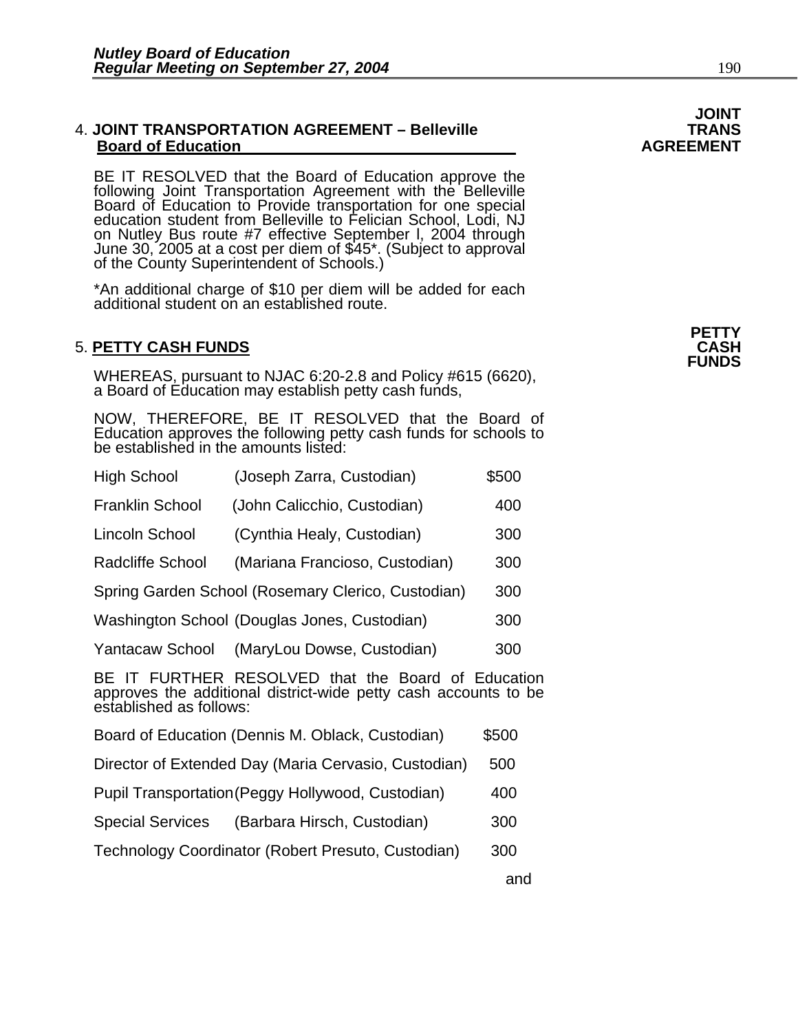**JOINT TRANS AGREEMENT**

4. **JOINT TRANSPORTATION AGREEMENT – Belleville Board of Education**

BE IT RESOLVED that the Board of Education approve the following Joint Transportation Agreement with the Belleville Board of Education to Provide transportation for one special education student from Belleville to Felician School, Lodi, NJ on Nutley Bus route #7 effective September l, 2004 through June 30, 2005 at a cost per diem of $45*. (Subject to approval of the County Superintendent of Schools.)

*An additional charge of $10 per diem will be added for each additional student on an established route.

**PETTY CASH FUNDS**

5. **PETTY CASH FUNDS**

WHEREAS, pursuant to NJAC 6:20-2.8 and Policy #615 (6620), a Board of Education may establish petty cash funds,

NOW, THEREFORE, BE IT RESOLVED that the Board of Education approves the following petty cash funds for schools to be established in the amounts listed:

| School | Custodian | Amount |
|---|---|---|
| High School | (Joseph Zarra, Custodian) | $500 |
| Franklin School | (John Calicchio, Custodian) | 400 |
| Lincoln School | (Cynthia Healy, Custodian) | 300 |
| Radcliffe School | (Mariana Francioso, Custodian) | 300 |
| Spring Garden School | (Rosemary Clerico, Custodian) | 300 |
| Washington School | (Douglas Jones, Custodian) | 300 |
| Yantacaw School | (MaryLou Dowse, Custodian) | 300 |

BE IT FURTHER RESOLVED that the Board of Education approves the additional district-wide petty cash accounts to be established as follows:

| Account | Custodian | Amount |
|---|---|---|
| Board of Education | (Dennis M. Oblack, Custodian) | $500 |
| Director of Extended Day | (Maria Cervasio, Custodian) | 500 |
| Pupil Transportation | (Peggy Hollywood, Custodian) | 400 |
| Special Services | (Barbara Hirsch, Custodian) | 300 |
| Technology Coordinator | (Robert Presuto, Custodian) | 300 |

and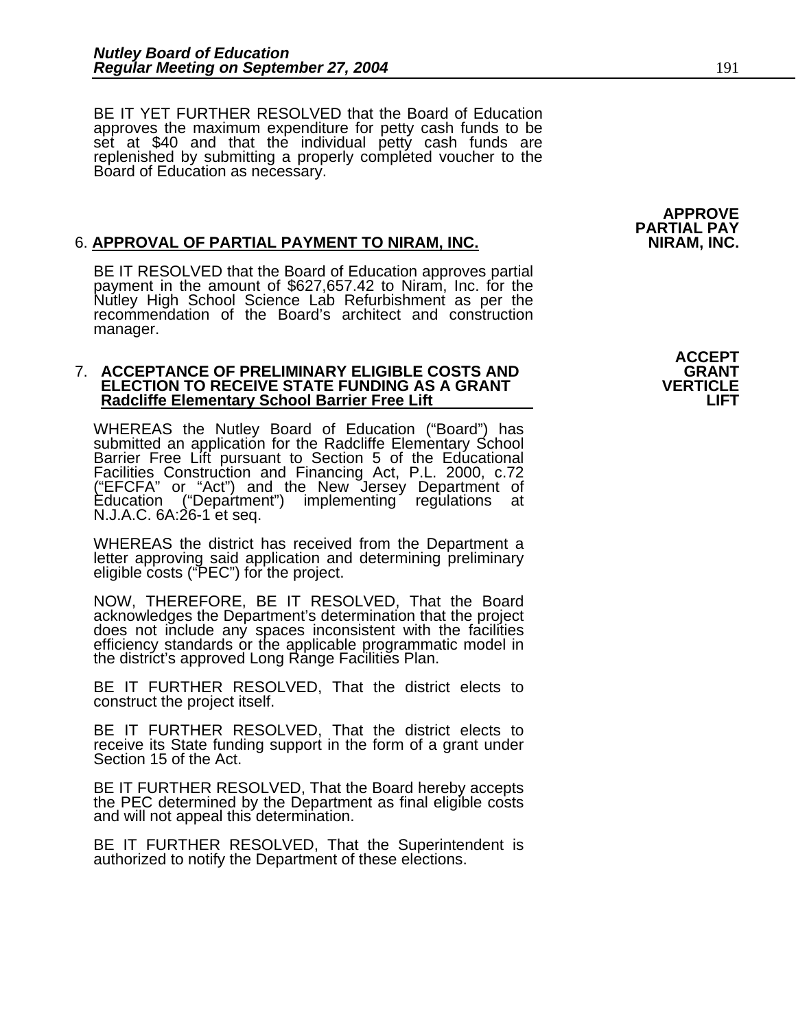BE IT YET FURTHER RESOLVED that the Board of Education approves the maximum expenditure for petty cash funds to be set at $40 and that the individual petty cash funds are replenished by submitting a properly completed voucher to the Board of Education as necessary.

**APPROVE PARTIAL PAY NIRAM, INC.**

6. **APPROVAL OF PARTIAL PAYMENT TO NIRAM, INC.**

BE IT RESOLVED that the Board of Education approves partial payment in the amount of $627,657.42 to Niram, Inc. for the Nutley High School Science Lab Refurbishment as per the recommendation of the Board's architect and construction manager.

**ACCEPT GRANT VERTICLE LIFT**

7. **ACCEPTANCE OF PRELIMINARY ELIGIBLE COSTS AND ELECTION TO RECEIVE STATE FUNDING AS A GRANT Radcliffe Elementary School Barrier Free Lift**

WHEREAS the Nutley Board of Education ("Board") has submitted an application for the Radcliffe Elementary School Barrier Free Lift pursuant to Section 5 of the Educational Facilities Construction and Financing Act, P.L. 2000, c.72 ("EFCFA" or "Act") and the New Jersey Department of Education ("Department") implementing regulations at N.J.A.C. 6A:26-1 et seq.

WHEREAS the district has received from the Department a letter approving said application and determining preliminary eligible costs ("PEC") for the project.

NOW, THEREFORE, BE IT RESOLVED, That the Board acknowledges the Department's determination that the project does not include any spaces inconsistent with the facilities efficiency standards or the applicable programmatic model in the district's approved Long Range Facilities Plan.

BE IT FURTHER RESOLVED, That the district elects to construct the project itself.

BE IT FURTHER RESOLVED, That the district elects to receive its State funding support in the form of a grant under Section 15 of the Act.

BE IT FURTHER RESOLVED, That the Board hereby accepts the PEC determined by the Department as final eligible costs and will not appeal this determination.

BE IT FURTHER RESOLVED, That the Superintendent is authorized to notify the Department of these elections.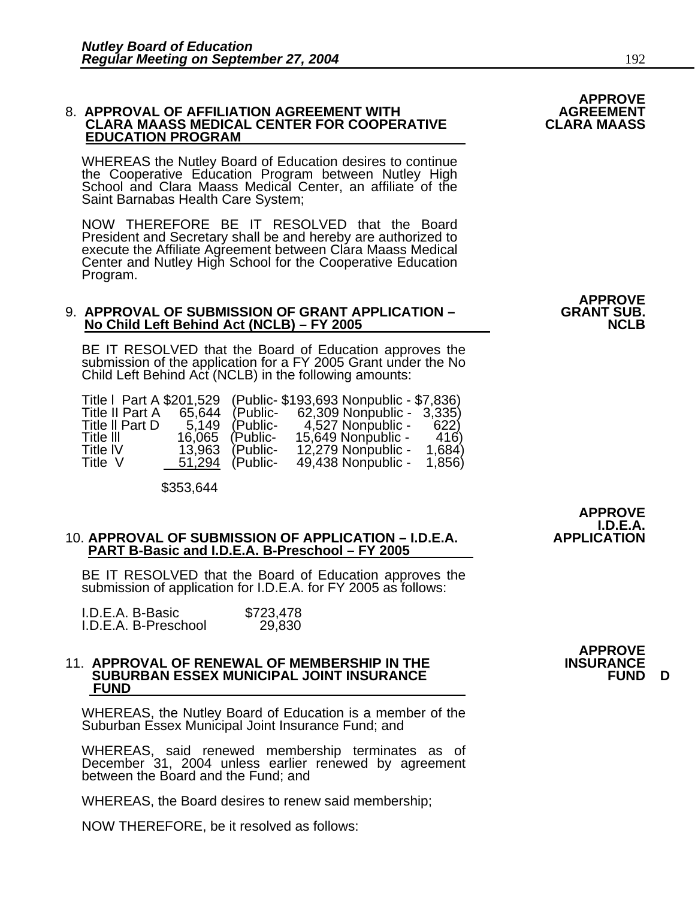**APPROVE AGREEMENT CLARA MAASS**

8. **APPROVAL OF AFFILIATION AGREEMENT WITH CLARA MAASS MEDICAL CENTER FOR COOPERATIVE EDUCATION PROGRAM**

WHEREAS the Nutley Board of Education desires to continue the Cooperative Education Program between Nutley High School and Clara Maass Medical Center, an affiliate of the Saint Barnabas Health Care System;

NOW THEREFORE BE IT RESOLVED that the Board President and Secretary shall be and hereby are authorized to execute the Affiliate Agreement between Clara Maass Medical Center and Nutley High School for the Cooperative Education Program.

**APPROVE GRANT SUB. NCLB**

9. **APPROVAL OF SUBMISSION OF GRANT APPLICATION – No Child Left Behind Act (NCLB) – FY 2005**

BE IT RESOLVED that the Board of Education approves the submission of the application for a FY 2005 Grant under the No Child Left Behind Act (NCLB) in the following amounts:

| | | | |
|---|---|---|---|
| Title I Part A | $201,529 | (Public- $193,693 | Nonpublic - $7,836) |
| Title II Part A | 65,644 | (Public- 62,309 | Nonpublic - 3,335) |
| Title II Part D | 5,149 | (Public- 4,527 | Nonpublic - 622) |
| Title III | 16,065 | (Public- 15,649 | Nonpublic - 416) |
| Title IV | 13,963 | (Public- 12,279 | Nonpublic - 1,684) |
| Title V | 51,294 | (Public- 49,438 | Nonpublic - 1,856) |
| | $353,644 | | |

**APPROVE I.D.E.A. APPLICATION**

10. **APPROVAL OF SUBMISSION OF APPLICATION – I.D.E.A. PART B-Basic and I.D.E.A. B-Preschool – FY 2005**

BE IT RESOLVED that the Board of Education approves the submission of application for I.D.E.A. for FY 2005 as follows:

| | |
|---|---|
| I.D.E.A. B-Basic | $723,478 |
| I.D.E.A. B-Preschool | 29,830 |

**APPROVE INSURANCE FUND D**

11. **APPROVAL OF RENEWAL OF MEMBERSHIP IN THE SUBURBAN ESSEX MUNICIPAL JOINT INSURANCE FUND**

WHEREAS, the Nutley Board of Education is a member of the Suburban Essex Municipal Joint Insurance Fund; and

WHEREAS, said renewed membership terminates as of December 31, 2004 unless earlier renewed by agreement between the Board and the Fund; and

WHEREAS, the Board desires to renew said membership;

NOW THEREFORE, be it resolved as follows: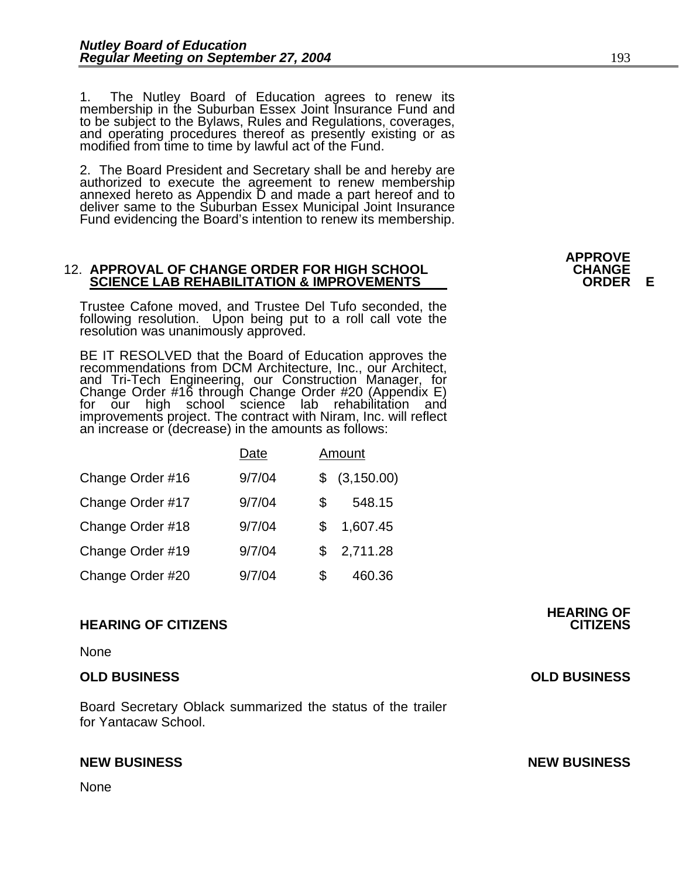1. The Nutley Board of Education agrees to renew its membership in the Suburban Essex Joint Insurance Fund and to be subject to the Bylaws, Rules and Regulations, coverages, and operating procedures thereof as presently existing or as modified from time to time by lawful act of the Fund.

2. The Board President and Secretary shall be and hereby are authorized to execute the agreement to renew membership annexed hereto as Appendix D and made a part hereof and to deliver same to the Suburban Essex Municipal Joint Insurance Fund evidencing the Board's intention to renew its membership.

**APPROVE CHANGE ORDER E**

12. **APPROVAL OF CHANGE ORDER FOR HIGH SCHOOL SCIENCE LAB REHABILITATION & IMPROVEMENTS**

Trustee Cafone moved, and Trustee Del Tufo seconded, the following resolution. Upon being put to a roll call vote the resolution was unanimously approved.

BE IT RESOLVED that the Board of Education approves the recommendations from DCM Architecture, Inc., our Architect, and Tri-Tech Engineering, our Construction Manager, for Change Order #16 through Change Order #20 (Appendix E) for our high school science lab rehabilitation and improvements project. The contract with Niram, Inc. will reflect an increase or (decrease) in the amounts as follows:

| | Date | Amount |
|---|---|---|
| Change Order #16 | 9/7/04 | $ (3,150.00) |
| Change Order #17 | 9/7/04 | $ 548.15 |
| Change Order #18 | 9/7/04 | $ 1,607.45 |
| Change Order #19 | 9/7/04 | $ 2,711.28 |
| Change Order #20 | 9/7/04 | $ 460.36 |

**HEARING OF CITIZENS**

**HEARING OF CITIZENS**

None

**OLD BUSINESS**

**OLD BUSINESS**

Board Secretary Oblack summarized the status of the trailer for Yantacaw School.

**NEW BUSINESS**

**NEW BUSINESS**

None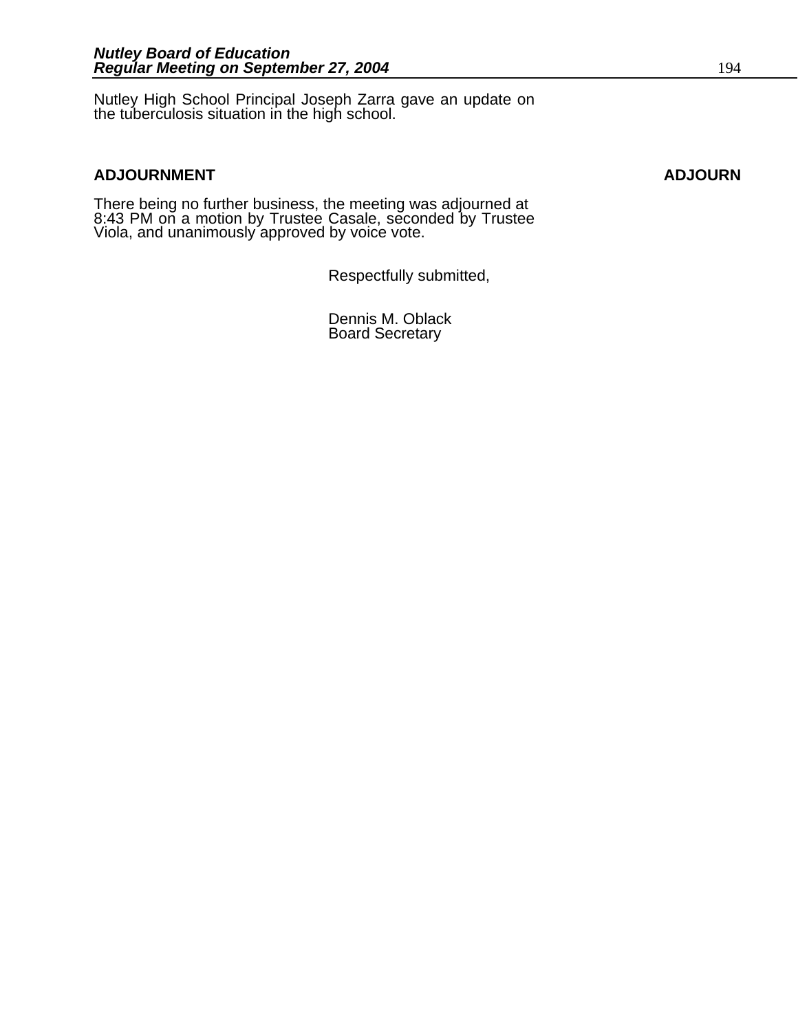Nutley High School Principal Joseph Zarra gave an update on the tuberculosis situation in the high school.

**ADJOURNMENT** **ADJOURN**

There being no further business, the meeting was adjourned at 8:43 PM on a motion by Trustee Casale, seconded by Trustee Viola, and unanimously approved by voice vote.

Respectfully submitted,

Dennis M. Oblack
Board Secretary